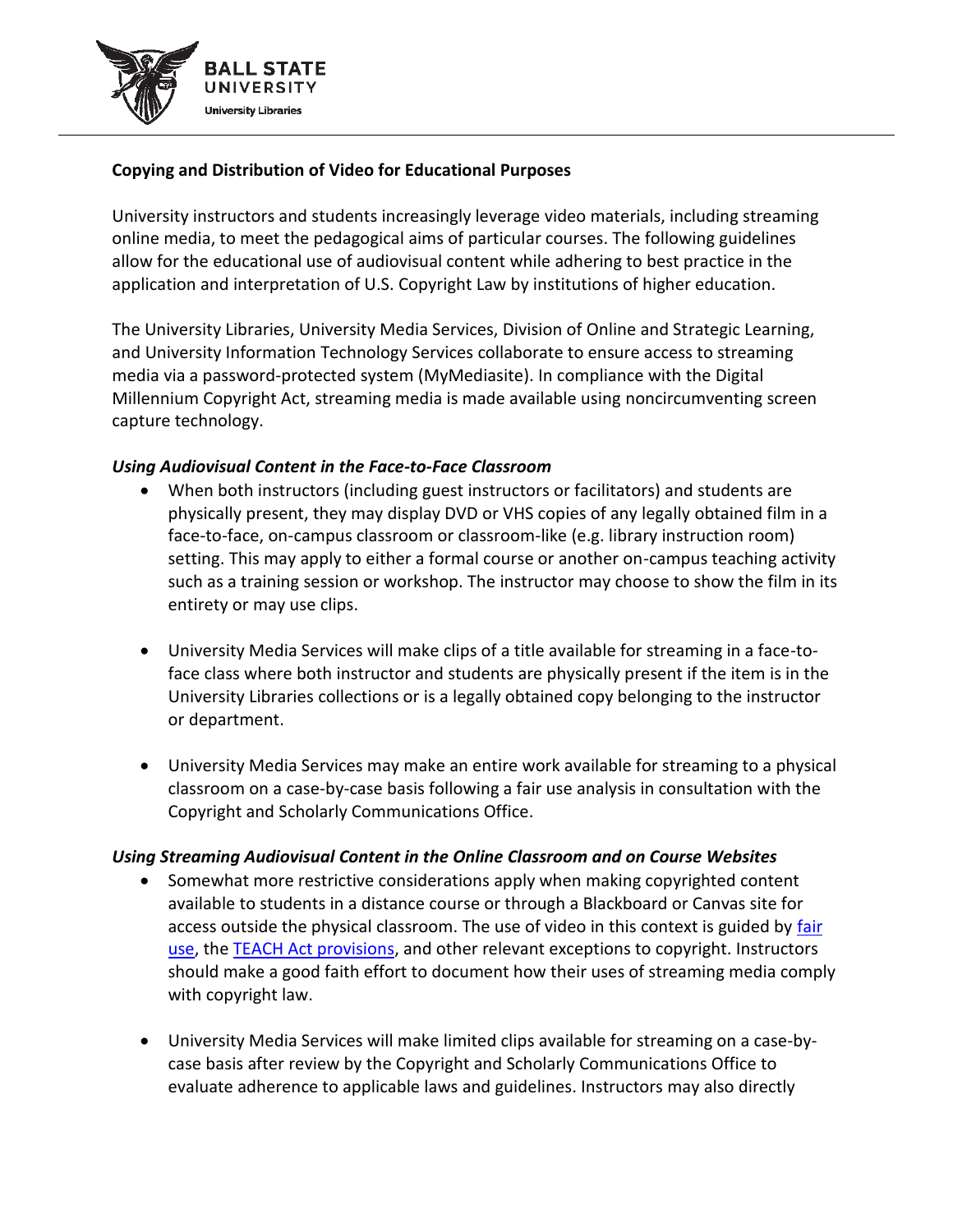**Copying and Distribution of Video for Educational Purposes**

University instructors and students increasingly leverage video materials, including streaming online media, to meet the pedagogical aims of particular courses. The following guidelines allow for the educational use of audiovisual content while adhering to best practice in the application and interpretation of U.S. Copyright Law by institutions of higher education.

The University Libraries, University Media Services, Division of Online and Strategic Learning, and University Information Technology Services collaborate to ensure access to streaming media via a password-protected system (MyMediasite). In compliance with the Digital Millennium Copyright Act, streaming media is made available using noncircumventing screen capture technology.

***Using Audiovisual Content in the Face-to-Face Classroom***

- When both instructors (including guest instructors or facilitators) and students are physically present, they may display DVD or VHS copies of any legally obtained film in a face-to-face, on-campus classroom or classroom-like (e.g. library instruction room) setting. This may apply to either a formal course or another on-campus teaching activity such as a training session or workshop. The instructor may choose to show the film in its entirety or may use clips.

- University Media Services will make clips of a title available for streaming in a face-to-face class where both instructor and students are physically present if the item is in the University Libraries collections or is a legally obtained copy belonging to the instructor or department.

- University Media Services may make an entire work available for streaming to a physical classroom on a case-by-case basis following a fair use analysis in consultation with the Copyright and Scholarly Communications Office.

***Using Streaming Audiovisual Content in the Online Classroom and on Course Websites***

- Somewhat more restrictive considerations apply when making copyrighted content available to students in a distance course or through a Blackboard or Canvas site for access outside the physical classroom. The use of video in this context is guided by fair use, the TEACH Act provisions, and other relevant exceptions to copyright. Instructors should make a good faith effort to document how their uses of streaming media comply with copyright law.

- University Media Services will make limited clips available for streaming on a case-by-case basis after review by the Copyright and Scholarly Communications Office to evaluate adherence to applicable laws and guidelines. Instructors may also directly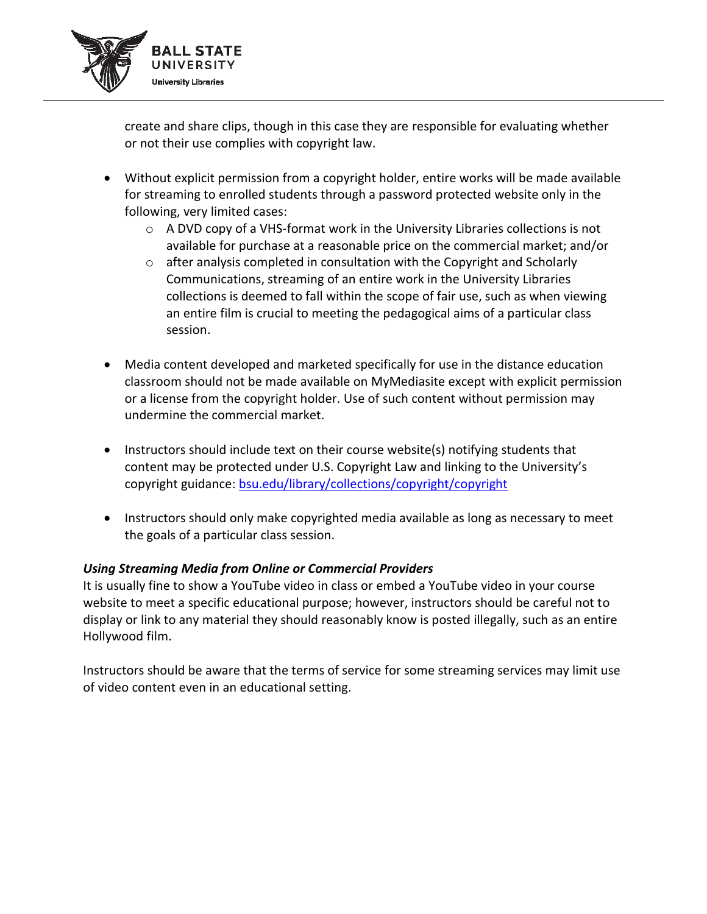create and share clips, though in this case they are responsible for evaluating whether or not their use complies with copyright law.

- Without explicit permission from a copyright holder, entire works will be made available for streaming to enrolled students through a password protected website only in the following, very limited cases:
    - A DVD copy of a VHS-format work in the University Libraries collections is not available for purchase at a reasonable price on the commercial market; and/or
    - after analysis completed in consultation with the Copyright and Scholarly Communications, streaming of an entire work in the University Libraries collections is deemed to fall within the scope of fair use, such as when viewing an entire film is crucial to meeting the pedagogical aims of a particular class session.

- Media content developed and marketed specifically for use in the distance education classroom should not be made available on MyMediasite except with explicit permission or a license from the copyright holder. Use of such content without permission may undermine the commercial market.

- Instructors should include text on their course website(s) notifying students that content may be protected under U.S. Copyright Law and linking to the University's copyright guidance: [bsu.edu/library/collections/copyright/copyright](bsu.edu/library/collections/copyright/copyright)

- Instructors should only make copyrighted media available as long as necessary to meet the goals of a particular class session.

***Using Streaming Media from Online or Commercial Providers***

It is usually fine to show a YouTube video in class or embed a YouTube video in your course website to meet a specific educational purpose; however, instructors should be careful not to display or link to any material they should reasonably know is posted illegally, such as an entire Hollywood film.

Instructors should be aware that the terms of service for some streaming services may limit use of video content even in an educational setting.